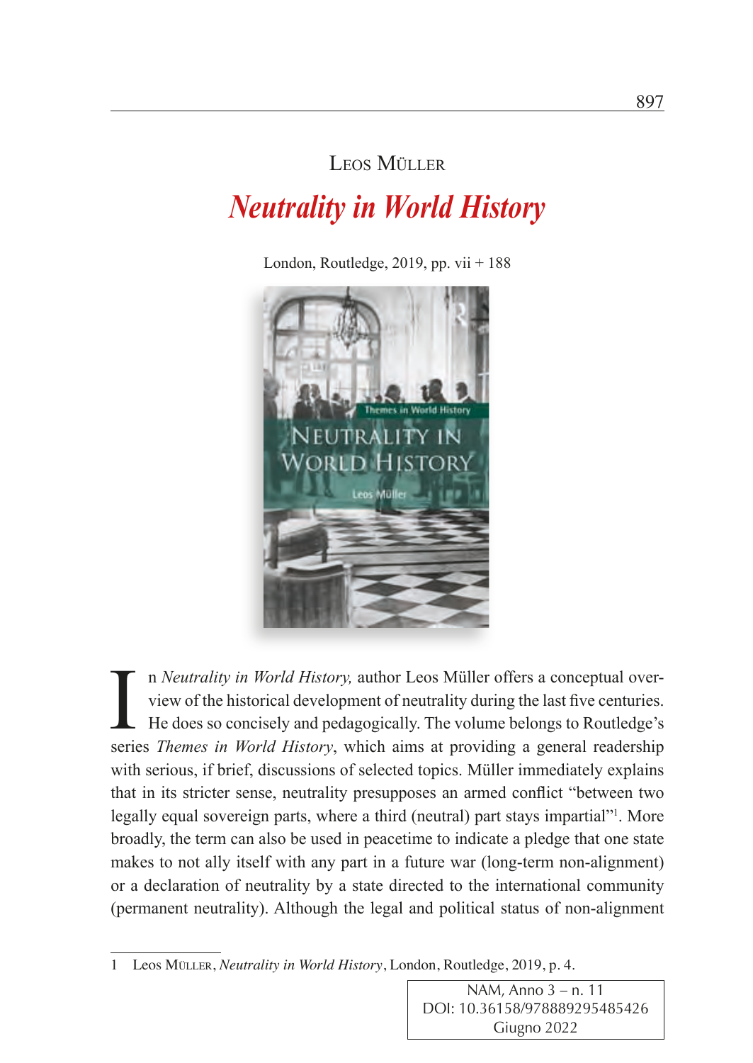Leos Müller

# *Neutrality in World History*

London, Routledge, 2019, pp. vii + 188

In *Neutrality in World History,* author Leos Müller offers a conceptual overview of the historical development of neutrality during the last five centuries. He does so concisely and pedagogically. The volume belongs to Routledge's series *Themes in World History*, which aims at providing a general readership with serious, if brief, discussions of selected topics. Müller immediately explains that in its stricter sense, neutrality presupposes an armed conflict "between two legally equal sovereign parts, where a third (neutral) part stays impartial"[1]. More broadly, the term can also be used in peacetime to indicate a pledge that one state makes to not ally itself with any part in a future war (long-term non-alignment) or a declaration of neutrality by a state directed to the international community (permanent neutrality). Although the legal and political status of non-alignment

---

1 Leos Müller, *Neutrality in World History*, London, Routledge, 2019, p. 4.

NAM, Anno 3 – n. 11
DOI: 10.36158/978889295485426
Giugno 2022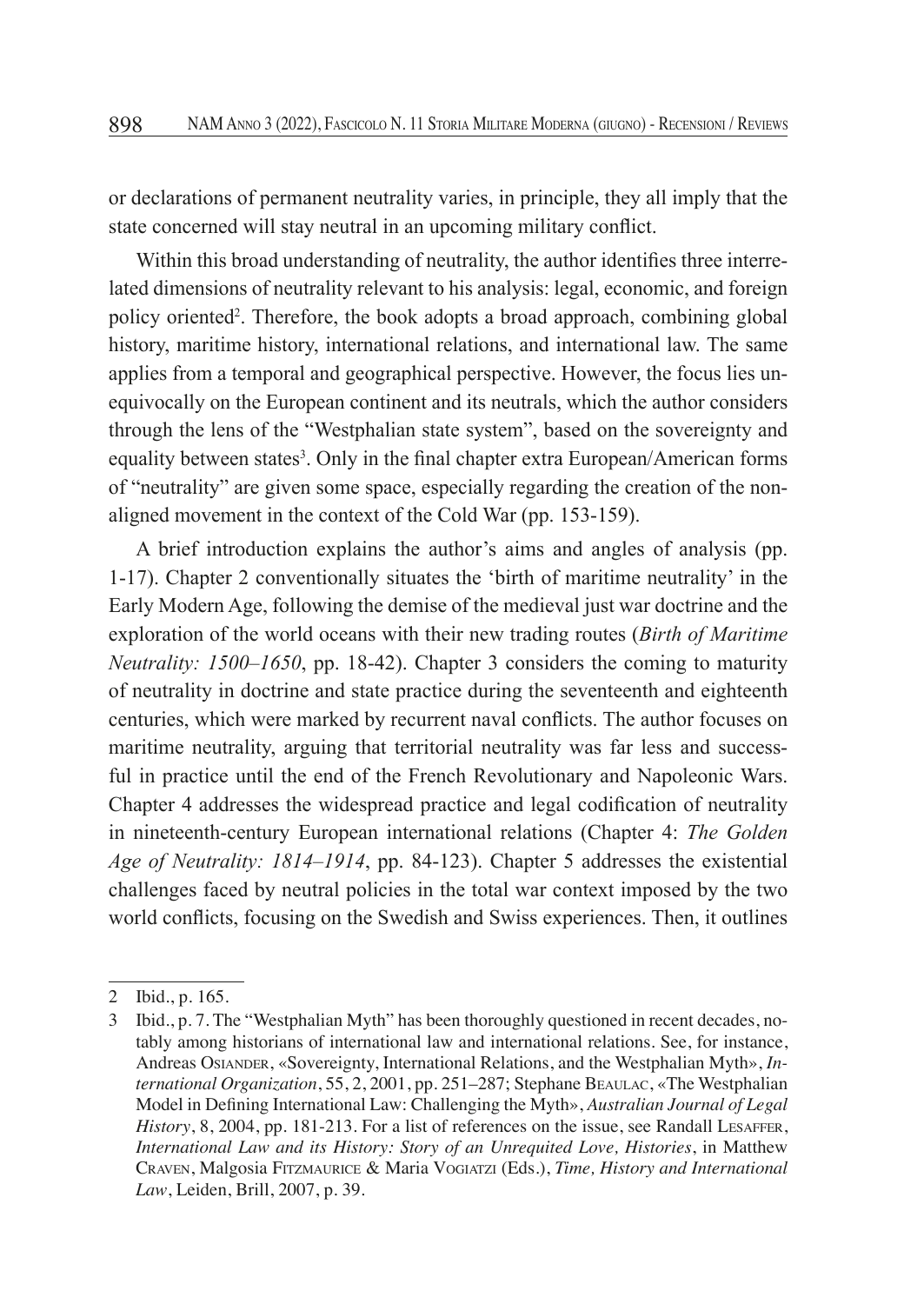or declarations of permanent neutrality varies, in principle, they all imply that the state concerned will stay neutral in an upcoming military conflict.

Within this broad understanding of neutrality, the author identifies three interrelated dimensions of neutrality relevant to his analysis: legal, economic, and foreign policy oriented[2]. Therefore, the book adopts a broad approach, combining global history, maritime history, international relations, and international law. The same applies from a temporal and geographical perspective. However, the focus lies unequivocally on the European continent and its neutrals, which the author considers through the lens of the "Westphalian state system", based on the sovereignty and equality between states[3]. Only in the final chapter extra European/American forms of "neutrality" are given some space, especially regarding the creation of the non-aligned movement in the context of the Cold War (pp. 153-159).

A brief introduction explains the author's aims and angles of analysis (pp. 1-17). Chapter 2 conventionally situates the 'birth of maritime neutrality' in the Early Modern Age, following the demise of the medieval just war doctrine and the exploration of the world oceans with their new trading routes (*Birth of Maritime Neutrality: 1500–1650*, pp. 18-42). Chapter 3 considers the coming to maturity of neutrality in doctrine and state practice during the seventeenth and eighteenth centuries, which were marked by recurrent naval conflicts. The author focuses on maritime neutrality, arguing that territorial neutrality was far less and successful in practice until the end of the French Revolutionary and Napoleonic Wars. Chapter 4 addresses the widespread practice and legal codification of neutrality in nineteenth-century European international relations (Chapter 4: *The Golden Age of Neutrality: 1814–1914*, pp. 84-123). Chapter 5 addresses the existential challenges faced by neutral policies in the total war context imposed by the two world conflicts, focusing on the Swedish and Swiss experiences. Then, it outlines

---

2 Ibid., p. 165.

3 Ibid., p. 7. The "Westphalian Myth" has been thoroughly questioned in recent decades, notably among historians of international law and international relations. See, for instance, Andreas Osiander, «Sovereignty, International Relations, and the Westphalian Myth», *International Organization*, 55, 2, 2001, pp. 251–287; Stephane Beaulac, «The Westphalian Model in Defining International Law: Challenging the Myth», *Australian Journal of Legal History*, 8, 2004, pp. 181-213. For a list of references on the issue, see Randall Lesaffer, *International Law and its History: Story of an Unrequited Love, Histories*, in Matthew Craven, Malgosia Fitzmaurice & Maria Vogiatzi (Eds.), *Time, History and International Law*, Leiden, Brill, 2007, p. 39.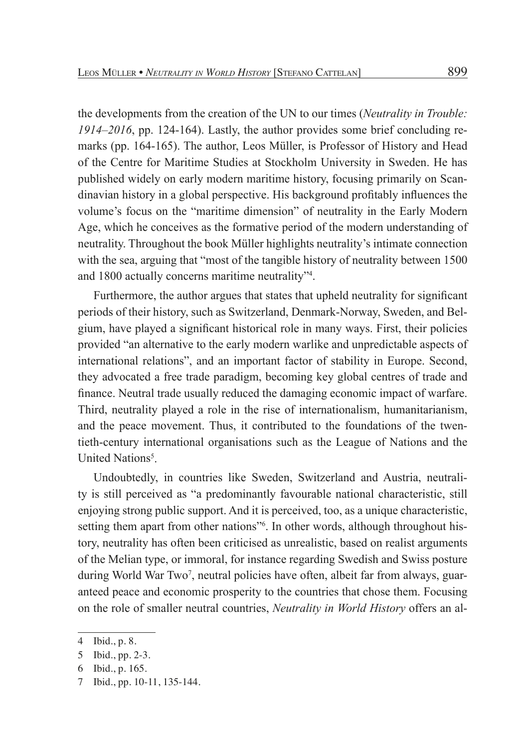the developments from the creation of the UN to our times (*Neutrality in Trouble: 1914–2016*, pp. 124-164). Lastly, the author provides some brief concluding remarks (pp. 164-165). The author, Leos Müller, is Professor of History and Head of the Centre for Maritime Studies at Stockholm University in Sweden. He has published widely on early modern maritime history, focusing primarily on Scandinavian history in a global perspective. His background profitably influences the volume's focus on the "maritime dimension" of neutrality in the Early Modern Age, which he conceives as the formative period of the modern understanding of neutrality. Throughout the book Müller highlights neutrality's intimate connection with the sea, arguing that "most of the tangible history of neutrality between 1500 and 1800 actually concerns maritime neutrality"[4].

Furthermore, the author argues that states that upheld neutrality for significant periods of their history, such as Switzerland, Denmark-Norway, Sweden, and Belgium, have played a significant historical role in many ways. First, their policies provided "an alternative to the early modern warlike and unpredictable aspects of international relations", and an important factor of stability in Europe. Second, they advocated a free trade paradigm, becoming key global centres of trade and finance. Neutral trade usually reduced the damaging economic impact of warfare. Third, neutrality played a role in the rise of internationalism, humanitarianism, and the peace movement. Thus, it contributed to the foundations of the twentieth-century international organisations such as the League of Nations and the United Nations[5].

Undoubtedly, in countries like Sweden, Switzerland and Austria, neutrality is still perceived as "a predominantly favourable national characteristic, still enjoying strong public support. And it is perceived, too, as a unique characteristic, setting them apart from other nations"[6]. In other words, although throughout history, neutrality has often been criticised as unrealistic, based on realist arguments of the Melian type, or immoral, for instance regarding Swedish and Swiss posture during World War Two[7], neutral policies have often, albeit far from always, guaranteed peace and economic prosperity to the countries that chose them. Focusing on the role of smaller neutral countries, *Neutrality in World History* offers an al-

4 Ibid., p. 8.

5 Ibid., pp. 2-3.

6 Ibid., p. 165.

7 Ibid., pp. 10-11, 135-144.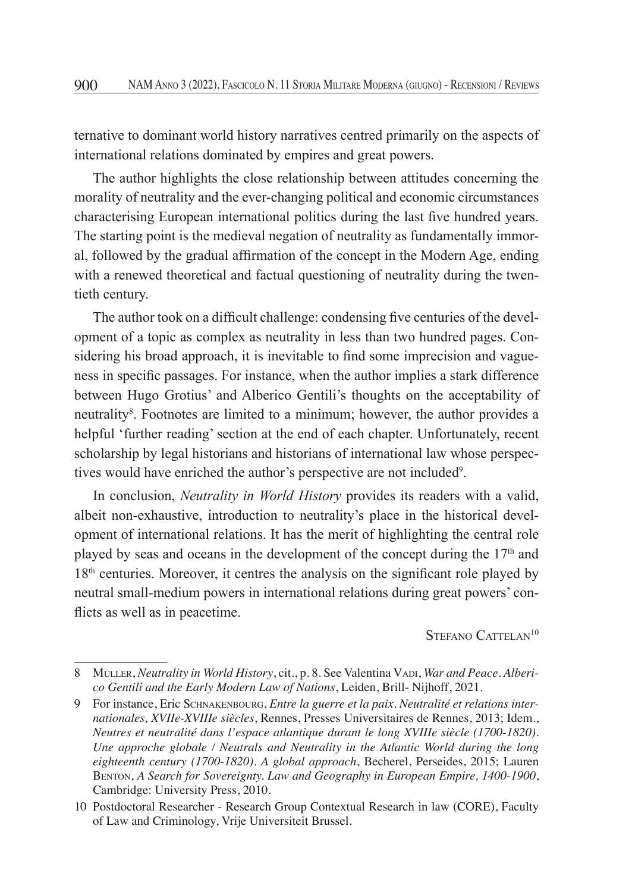ternative to dominant world history narratives centred primarily on the aspects of international relations dominated by empires and great powers.

The author highlights the close relationship between attitudes concerning the morality of neutrality and the ever-changing political and economic circumstances characterising European international politics during the last five hundred years. The starting point is the medieval negation of neutrality as fundamentally immoral, followed by the gradual affirmation of the concept in the Modern Age, ending with a renewed theoretical and factual questioning of neutrality during the twentieth century.

The author took on a difficult challenge: condensing five centuries of the development of a topic as complex as neutrality in less than two hundred pages. Considering his broad approach, it is inevitable to find some imprecision and vagueness in specific passages. For instance, when the author implies a stark difference between Hugo Grotius' and Alberico Gentili's thoughts on the acceptability of neutrality[8]. Footnotes are limited to a minimum; however, the author provides a helpful 'further reading' section at the end of each chapter. Unfortunately, recent scholarship by legal historians and historians of international law whose perspectives would have enriched the author's perspective are not included[9].

In conclusion, *Neutrality in World History* provides its readers with a valid, albeit non-exhaustive, introduction to neutrality's place in the historical development of international relations. It has the merit of highlighting the central role played by seas and oceans in the development of the concept during the 17th and 18th centuries. Moreover, it centres the analysis on the significant role played by neutral small-medium powers in international relations during great powers' conflicts as well as in peacetime.

Stefano Cattelan[10]

---

8 Müller, *Neutrality in World History*, cit., p. 8. See Valentina Vadi, *War and Peace. Alberico Gentili and the Early Modern Law of Nations*, Leiden, Brill- Nijhoff, 2021.

9 For instance, Eric Schnakenbourg, *Entre la guerre et la paix. Neutralité et relations internationales, XVIIe-XVIIIe siècles*, Rennes, Presses Universitaires de Rennes, 2013; Idem., *Neutres et neutralité dans l'espace atlantique durant le long XVIIIe siècle (1700-1820). Une approche globale / Neutrals and Neutrality in the Atlantic World during the long eighteenth century (1700-1820). A global approach*, Becherel, Perseides, 2015; Lauren Benton, *A Search for Sovereignty. Law and Geography in European Empire, 1400-1900*, Cambridge: University Press, 2010.

10 Postdoctoral Researcher - Research Group Contextual Research in law (CORE), Faculty of Law and Criminology, Vrije Universiteit Brussel.